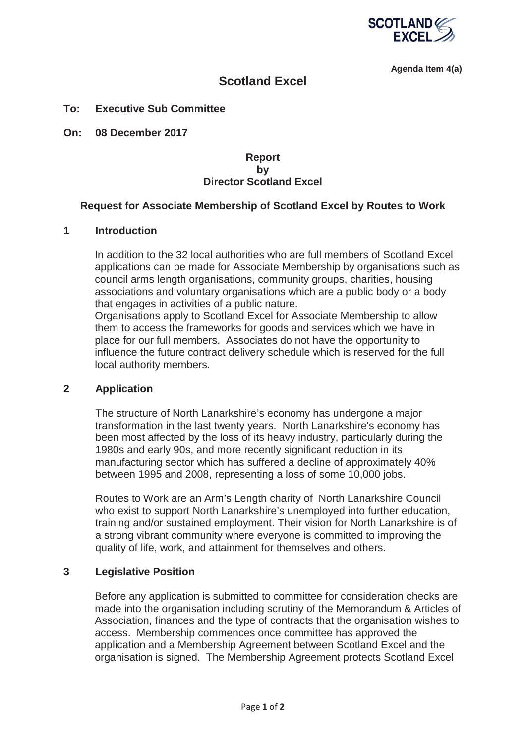Agenda Item 4(a)

# Scotland Excel

**To: Executive Sub Committee**

**On: 08 December 2017**

**Report**
**by**
**Director Scotland Excel**

## Request for Associate Membership of Scotland Excel by Routes to Work

## 1 Introduction

In addition to the 32 local authorities who are full members of Scotland Excel applications can be made for Associate Membership by organisations such as council arms length organisations, community groups, charities, housing associations and voluntary organisations which are a public body or a body that engages in activities of a public nature.

Organisations apply to Scotland Excel for Associate Membership to allow them to access the frameworks for goods and services which we have in place for our full members. Associates do not have the opportunity to influence the future contract delivery schedule which is reserved for the full local authority members.

## 2 Application

The structure of North Lanarkshire's economy has undergone a major transformation in the last twenty years. North Lanarkshire's economy has been most affected by the loss of its heavy industry, particularly during the 1980s and early 90s, and more recently significant reduction in its manufacturing sector which has suffered a decline of approximately 40% between 1995 and 2008, representing a loss of some 10,000 jobs.

Routes to Work are an Arm's Length charity of North Lanarkshire Council who exist to support North Lanarkshire's unemployed into further education, training and/or sustained employment. Their vision for North Lanarkshire is of a strong vibrant community where everyone is committed to improving the quality of life, work, and attainment for themselves and others.

## 3 Legislative Position

Before any application is submitted to committee for consideration checks are made into the organisation including scrutiny of the Memorandum & Articles of Association, finances and the type of contracts that the organisation wishes to access. Membership commences once committee has approved the application and a Membership Agreement between Scotland Excel and the organisation is signed. The Membership Agreement protects Scotland Excel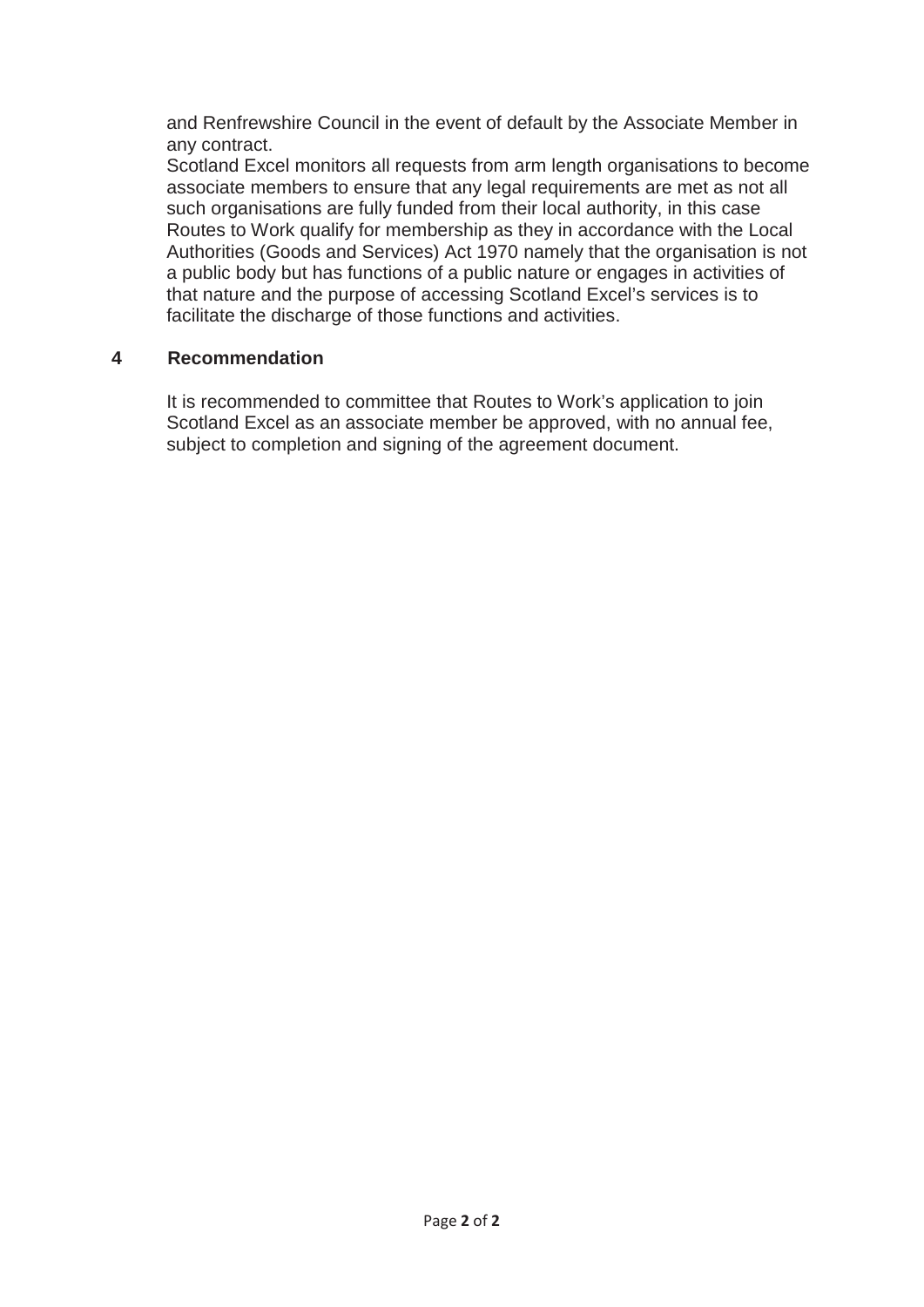and Renfrewshire Council in the event of default by the Associate Member in any contract.

Scotland Excel monitors all requests from arm length organisations to become associate members to ensure that any legal requirements are met as not all such organisations are fully funded from their local authority, in this case Routes to Work qualify for membership as they in accordance with the Local Authorities (Goods and Services) Act 1970 namely that the organisation is not a public body but has functions of a public nature or engages in activities of that nature and the purpose of accessing Scotland Excel's services is to facilitate the discharge of those functions and activities.

## 4 Recommendation

It is recommended to committee that Routes to Work's application to join Scotland Excel as an associate member be approved, with no annual fee, subject to completion and signing of the agreement document.